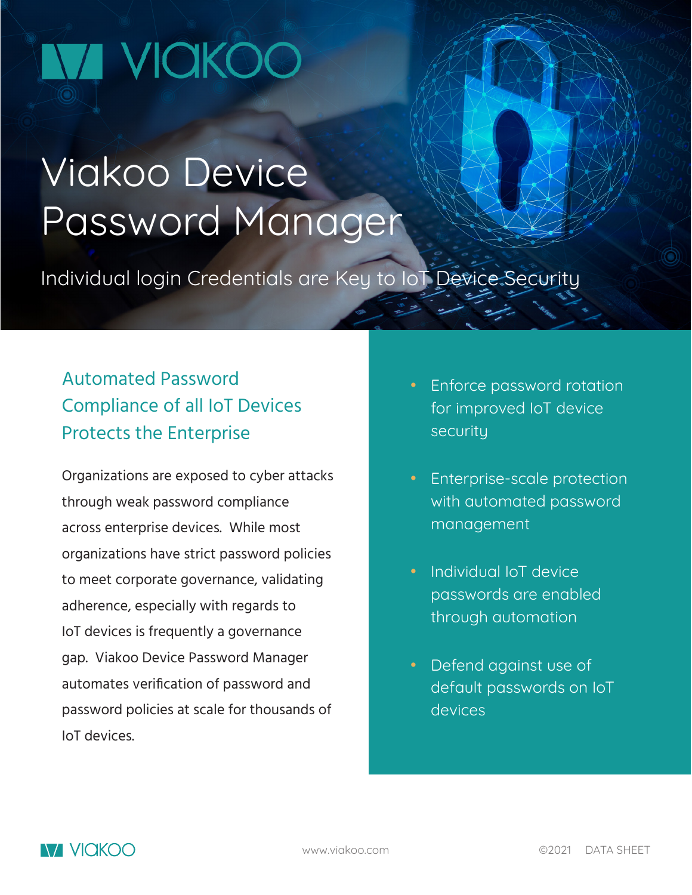# Viakoo Device Password Manager

Individual login Credentials are Key to IoT Device Security

## Automated Password Compliance of all IoT Devices Protects the Enterprise

Organizations are exposed to cyber attacks through weak password compliance across enterprise devices. While most organizations have strict password policies to meet corporate governance, validating adherence, especially with regards to IoT devices is frequently a governance gap. Viakoo Device Password Manager automates verification of password and password policies at scale for thousands of IoT devices.

- Enforce password rotation for improved IoT device security
- Enterprise-scale protection with automated password management
- Individual IoT device passwords are enabled through automation
- Defend against use of default passwords on IoT devices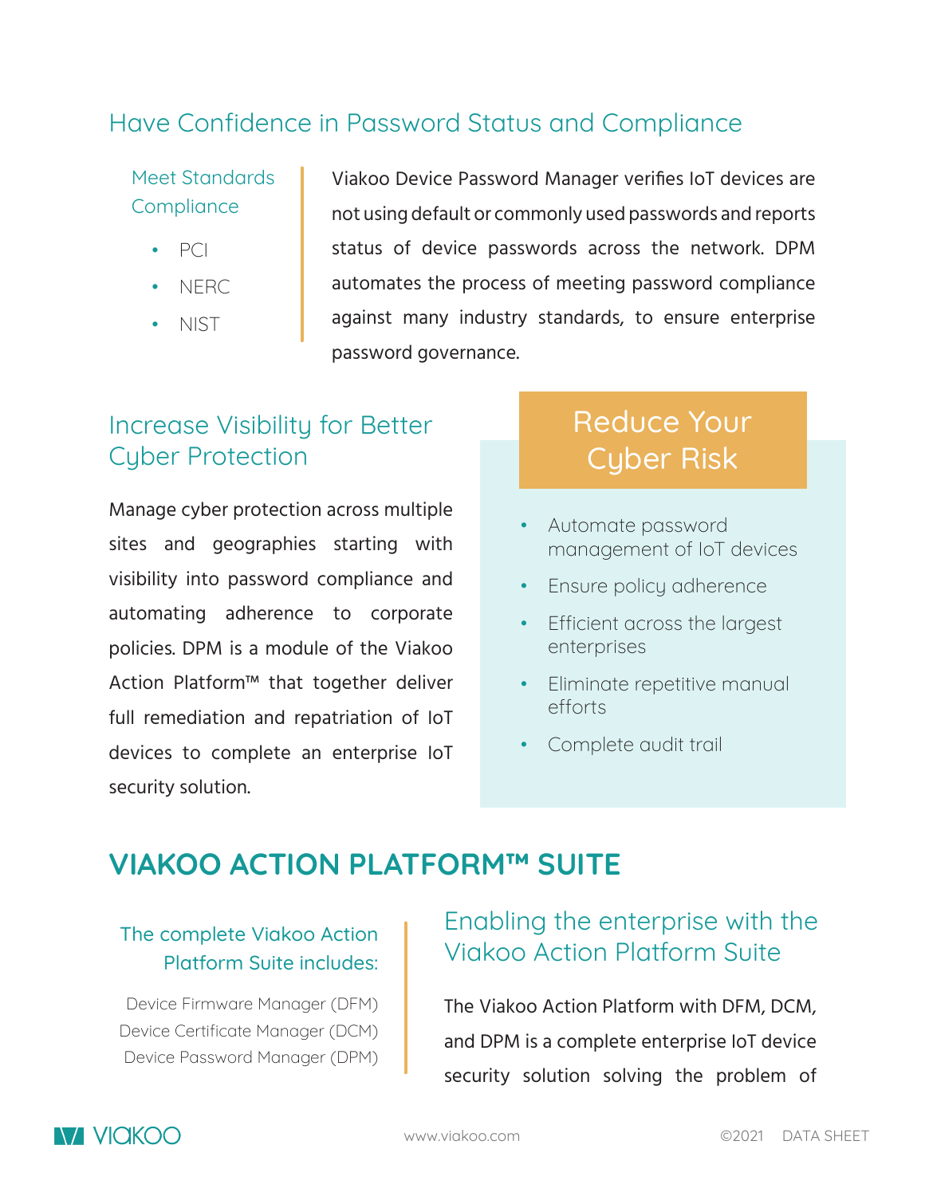## Have Confidence in Password Status and Compliance

### Meet Standards Compliance

- PCI
- NERC
- NIST

Viakoo Device Password Manager verifies IoT devices are not using default or commonly used passwords and reports status of device passwords across the network. DPM automates the process of meeting password compliance against many industry standards, to ensure enterprise password governance.

## Increase Visibility for Better Cyber Protection

Manage cyber protection across multiple sites and geographies starting with visibility into password compliance and automating adherence to corporate policies. DPM is a module of the Viakoo Action Platform™ that together deliver full remediation and repatriation of IoT devices to complete an enterprise IoT security solution.

## Reduce Your Cyber Risk

- Automate password management of IoT devices
- Ensure policy adherence
- Efficient across the largest enterprises
- Eliminate repetitive manual efforts
- Complete audit trail

# VIAKOO ACTION PLATFORM™ SUITE

### The complete Viakoo Action Platform Suite includes:

Device Firmware Manager (DFM)
Device Certificate Manager (DCM)
Device Password Manager (DPM)

## Enabling the enterprise with the Viakoo Action Platform Suite

The Viakoo Action Platform with DFM, DCM, and DPM is a complete enterprise IoT device security solution solving the problem of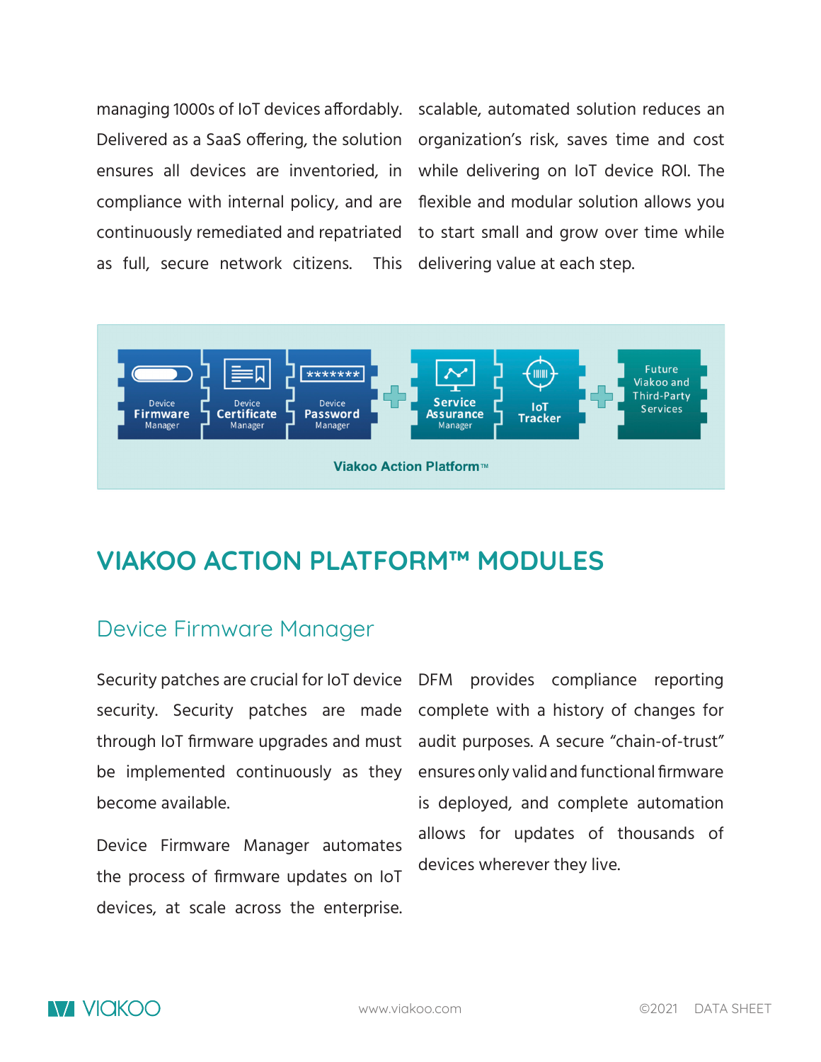managing 1000s of IoT devices affordably. Delivered as a SaaS offering, the solution ensures all devices are inventoried, in compliance with internal policy, and are continuously remediated and repatriated as full, secure network citizens. This scalable, automated solution reduces an organization's risk, saves time and cost while delivering on IoT device ROI. The flexible and modular solution allows you to start small and grow over time while delivering value at each step.

Device Firmware Manager | Device Certificate Manager | Device Password Manager + Service Assurance Manager | IoT Tracker + Future Viakoo and Third-Party Services

Viakoo Action Platform™

# VIAKOO ACTION PLATFORM™ MODULES

## Device Firmware Manager

Security patches are crucial for IoT device security. Security patches are made through IoT firmware upgrades and must be implemented continuously as they become available.

Device Firmware Manager automates the process of firmware updates on IoT devices, at scale across the enterprise. DFM provides compliance reporting complete with a history of changes for audit purposes. A secure "chain-of-trust" ensures only valid and functional firmware is deployed, and complete automation allows for updates of thousands of devices wherever they live.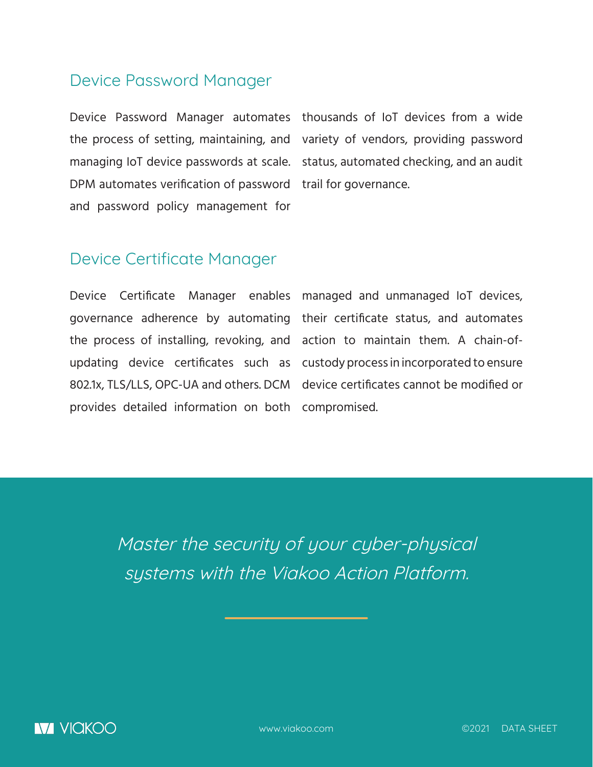## Device Password Manager

Device Password Manager automates the process of setting, maintaining, and managing IoT device passwords at scale. DPM automates verification of password and password policy management for thousands of IoT devices from a wide variety of vendors, providing password status, automated checking, and an audit trail for governance.

## Device Certificate Manager

Device Certificate Manager enables governance adherence by automating the process of installing, revoking, and updating device certificates such as 802.1x, TLS/LLS, OPC-UA and others. DCM provides detailed information on both managed and unmanaged IoT devices, their certificate status, and automates action to maintain them. A chain-of-custody process in incorporated to ensure device certificates cannot be modified or compromised.

*Master the security of your cyber-physical systems with the Viakoo Action Platform.*

VIAKOO www.viakoo.com ©2021 DATA SHEET